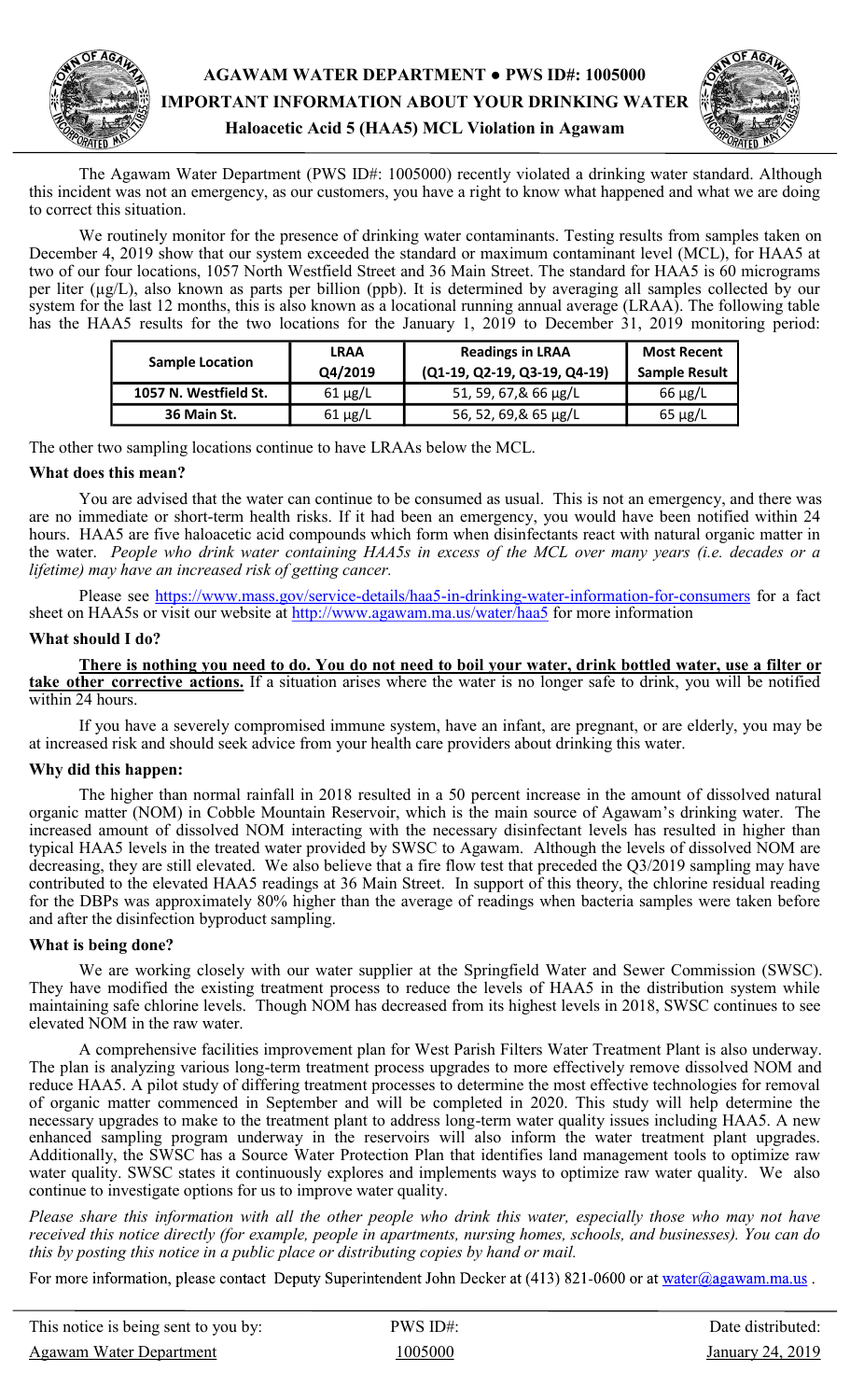# AGAWAM WATER DEPARTMENT • PWS ID#: 1005000

## IMPORTANT INFORMATION ABOUT YOUR DRINKING WATER

### Haloacetic Acid 5 (HAA5) MCL Violation in Agawam

The Agawam Water Department (PWS ID#: 1005000) recently violated a drinking water standard. Although this incident was not an emergency, as our customers, you have a right to know what happened and what we are doing to correct this situation.

We routinely monitor for the presence of drinking water contaminants. Testing results from samples taken on December 4, 2019 show that our system exceeded the standard or maximum contaminant level (MCL), for HAA5 at two of our four locations, 1057 North Westfield Street and 36 Main Street. The standard for HAA5 is 60 micrograms per liter (µg/L), also known as parts per billion (ppb). It is determined by averaging all samples collected by our system for the last 12 months, this is also known as a locational running annual average (LRAA). The following table has the HAA5 results for the two locations for the January 1, 2019 to December 31, 2019 monitoring period:

| Sample Location | LRAA Q4/2019 | Readings in LRAA (Q1-19, Q2-19, Q3-19, Q4-19) | Most Recent Sample Result |
|---|---|---|---|
| 1057 N. Westfield St. | 61 µg/L | 51, 59, 67,& 66 µg/L | 66 µg/L |
| 36 Main St. | 61 µg/L | 56, 52, 69,& 65 µg/L | 65 µg/L |

The other two sampling locations continue to have LRAAs below the MCL.

**What does this mean?**

You are advised that the water can continue to be consumed as usual. This is not an emergency, and there was are no immediate or short-term health risks. If it had been an emergency, you would have been notified within 24 hours. HAA5 are five haloacetic acid compounds which form when disinfectants react with natural organic matter in the water. *People who drink water containing HAA5s in excess of the MCL over many years (i.e. decades or a lifetime) may have an increased risk of getting cancer.*

Please see https://www.mass.gov/service-details/haa5-in-drinking-water-information-for-consumers for a fact sheet on HAA5s or visit our website at http://www.agawam.ma.us/water/haa5 for more information

**What should I do?**

**There is nothing you need to do. You do not need to boil your water, drink bottled water, use a filter or take other corrective actions.** If a situation arises where the water is no longer safe to drink, you will be notified within 24 hours.

If you have a severely compromised immune system, have an infant, are pregnant, or are elderly, you may be at increased risk and should seek advice from your health care providers about drinking this water.

**Why did this happen:**

The higher than normal rainfall in 2018 resulted in a 50 percent increase in the amount of dissolved natural organic matter (NOM) in Cobble Mountain Reservoir, which is the main source of Agawam's drinking water. The increased amount of dissolved NOM interacting with the necessary disinfectant levels has resulted in higher than typical HAA5 levels in the treated water provided by SWSC to Agawam. Although the levels of dissolved NOM are decreasing, they are still elevated. We also believe that a fire flow test that preceded the Q3/2019 sampling may have contributed to the elevated HAA5 readings at 36 Main Street. In support of this theory, the chlorine residual reading for the DBPs was approximately 80% higher than the average of readings when bacteria samples were taken before and after the disinfection byproduct sampling.

**What is being done?**

We are working closely with our water supplier at the Springfield Water and Sewer Commission (SWSC). They have modified the existing treatment process to reduce the levels of HAA5 in the distribution system while maintaining safe chlorine levels. Though NOM has decreased from its highest levels in 2018, SWSC continues to see elevated NOM in the raw water.

A comprehensive facilities improvement plan for West Parish Filters Water Treatment Plant is also underway. The plan is analyzing various long-term treatment process upgrades to more effectively remove dissolved NOM and reduce HAA5. A pilot study of differing treatment processes to determine the most effective technologies for removal of organic matter commenced in September and will be completed in 2020. This study will help determine the necessary upgrades to make to the treatment plant to address long-term water quality issues including HAA5. A new enhanced sampling program underway in the reservoirs will also inform the water treatment plant upgrades. Additionally, the SWSC has a Source Water Protection Plan that identifies land management tools to optimize raw water quality. SWSC states it continuously explores and implements ways to optimize raw water quality. We also continue to investigate options for us to improve water quality.

*Please share this information with all the other people who drink this water, especially those who may not have received this notice directly (for example, people in apartments, nursing homes, schools, and businesses). You can do this by posting this notice in a public place or distributing copies by hand or mail.*

For more information, please contact Deputy Superintendent John Decker at (413) 821-0600 or at water@agawam.ma.us .

| This notice is being sent to you by: | PWS ID#: | Date distributed: |
|---|---|---|
| Agawam Water Department | 1005000 | January 24, 2019 |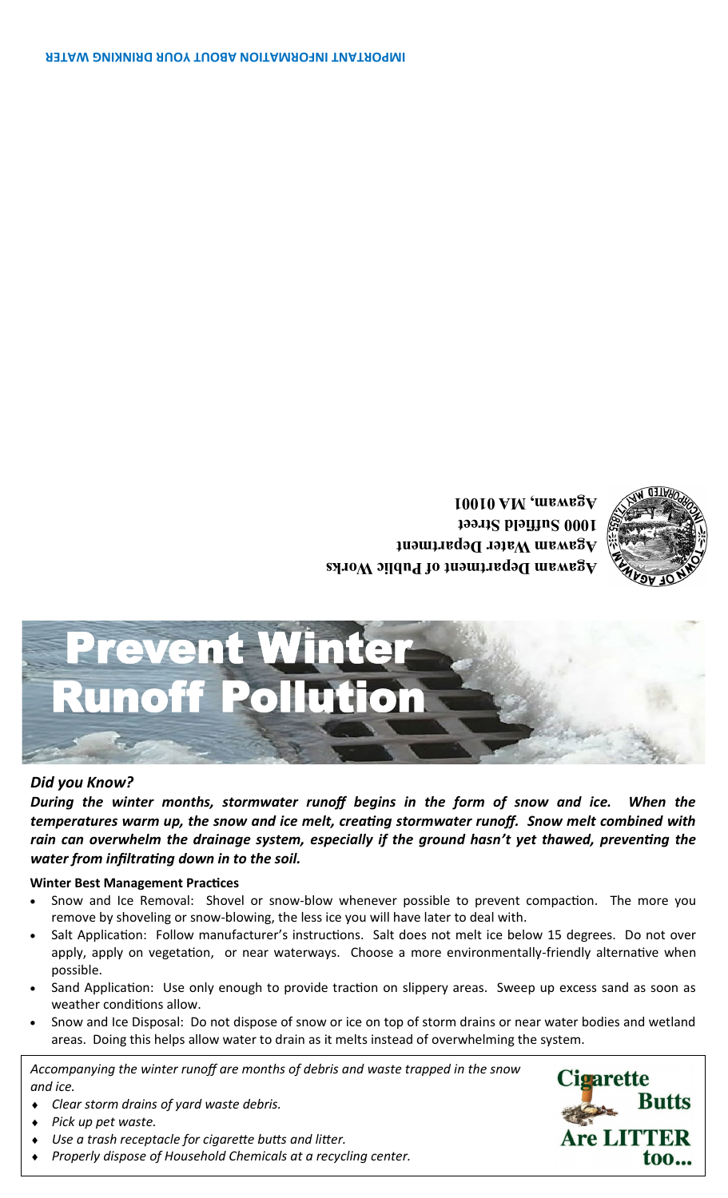IMPORTANT INFORMATION ABOUT YOUR DRINKING WATER

Agawam Department of Public Works
Agawam Water Department
1000 Suffield Street
Agawam, MA 01001

# Prevent Winter Runoff Pollution

***Did you Know?***

***During the winter months, stormwater runoff begins in the form of snow and ice. When the temperatures warm up, the snow and ice melt, creating stormwater runoff. Snow melt combined with rain can overwhelm the drainage system, especially if the ground hasn't yet thawed, preventing the water from infiltrating down in to the soil.***

**Winter Best Management Practices**

- Snow and Ice Removal: Shovel or snow-blow whenever possible to prevent compaction. The more you remove by shoveling or snow-blowing, the less ice you will have later to deal with.
- Salt Application: Follow manufacturer's instructions. Salt does not melt ice below 15 degrees. Do not over apply, apply on vegetation, or near waterways. Choose a more environmentally-friendly alternative when possible.
- Sand Application: Use only enough to provide traction on slippery areas. Sweep up excess sand as soon as weather conditions allow.
- Snow and Ice Disposal: Do not dispose of snow or ice on top of storm drains or near water bodies and wetland areas. Doing this helps allow water to drain as it melts instead of overwhelming the system.

*Accompanying the winter runoff are months of debris and waste trapped in the snow and ice.*

- *Clear storm drains of yard waste debris.*
- *Pick up pet waste.*
- *Use a trash receptacle for cigarette butts and litter.*
- *Properly dispose of Household Chemicals at a recycling center.*

**Cigarette Butts Are LITTER too...**